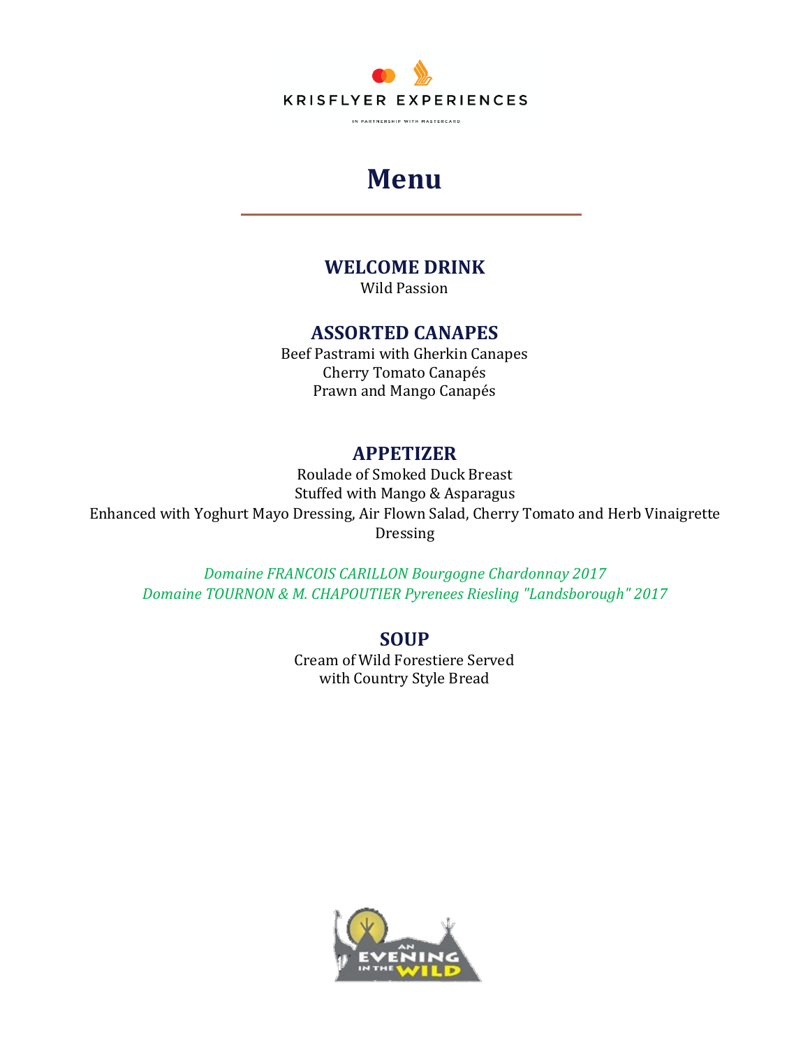KRISFLYER EXPERIENCES

IN PARTNERSHIP WITH MASTERCARD

# Menu

## WELCOME DRINK

Wild Passion

## ASSORTED CANAPES

Beef Pastrami with Gherkin Canapes
Cherry Tomato Canapés
Prawn and Mango Canapés

## APPETIZER

Roulade of Smoked Duck Breast
Stuffed with Mango & Asparagus
Enhanced with Yoghurt Mayo Dressing, Air Flown Salad, Cherry Tomato and Herb Vinaigrette Dressing

*Domaine FRANCOIS CARILLON Bourgogne Chardonnay 2017*
*Domaine TOURNON & M. CHAPOUTIER Pyrenees Riesling "Landsborough" 2017*

## SOUP

Cream of Wild Forestiere Served
with Country Style Bread

AN EVENING IN THE WILD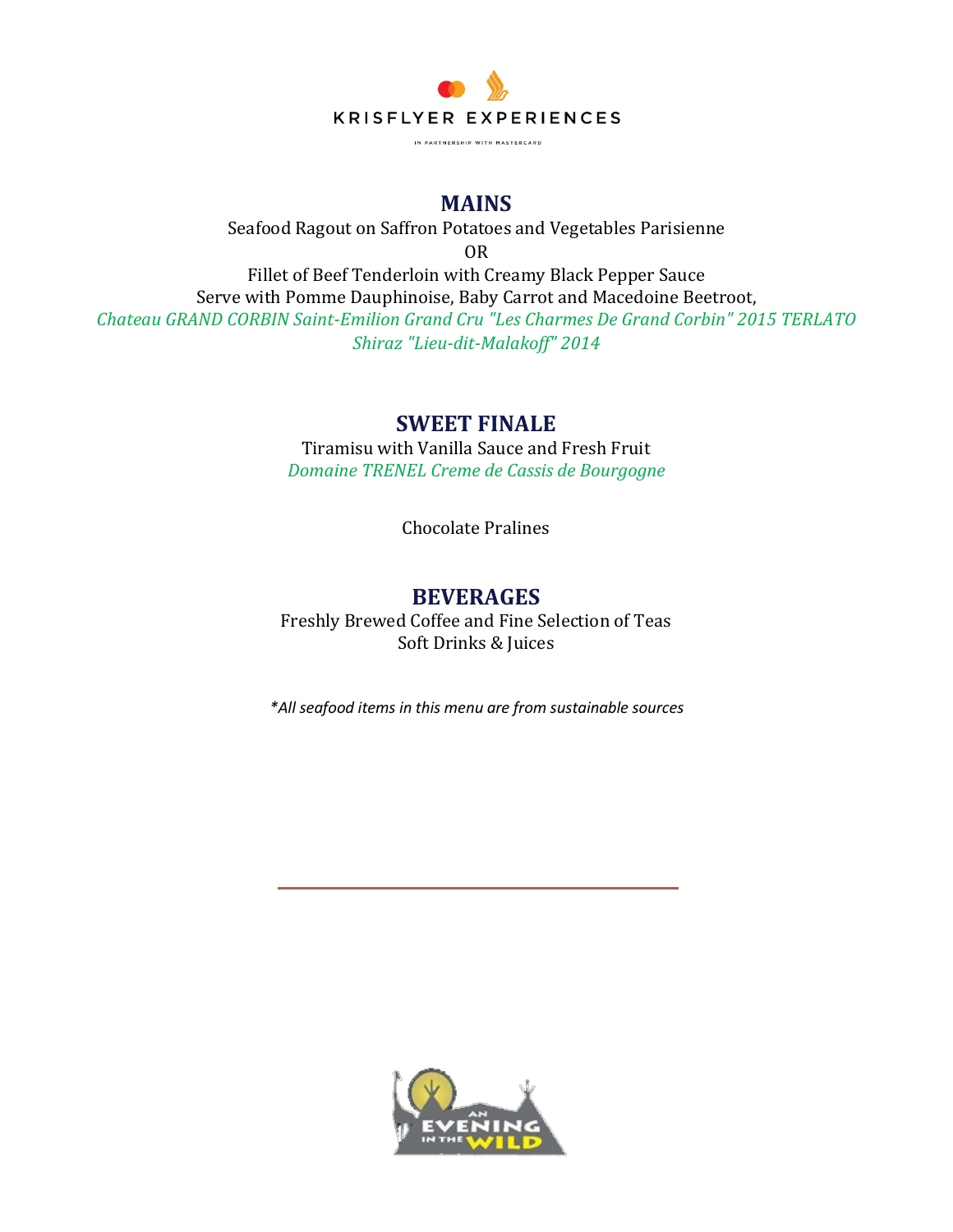KRISFLYER EXPERIENCES

IN PARTNERSHIP WITH MASTERCARD

## MAINS

Seafood Ragout on Saffron Potatoes and Vegetables Parisienne

OR

Fillet of Beef Tenderloin with Creamy Black Pepper Sauce

Serve with Pomme Dauphinoise, Baby Carrot and Macedoine Beetroot,

*Chateau GRAND CORBIN Saint-Emilion Grand Cru "Les Charmes De Grand Corbin" 2015 TERLATO Shiraz "Lieu-dit-Malakoff" 2014*

## SWEET FINALE

Tiramisu with Vanilla Sauce and Fresh Fruit

*Domaine TRENEL Creme de Cassis de Bourgogne*

Chocolate Pralines

## BEVERAGES

Freshly Brewed Coffee and Fine Selection of Teas

Soft Drinks & Juices

**All seafood items in this menu are from sustainable sources*

AN EVENING IN THE WILD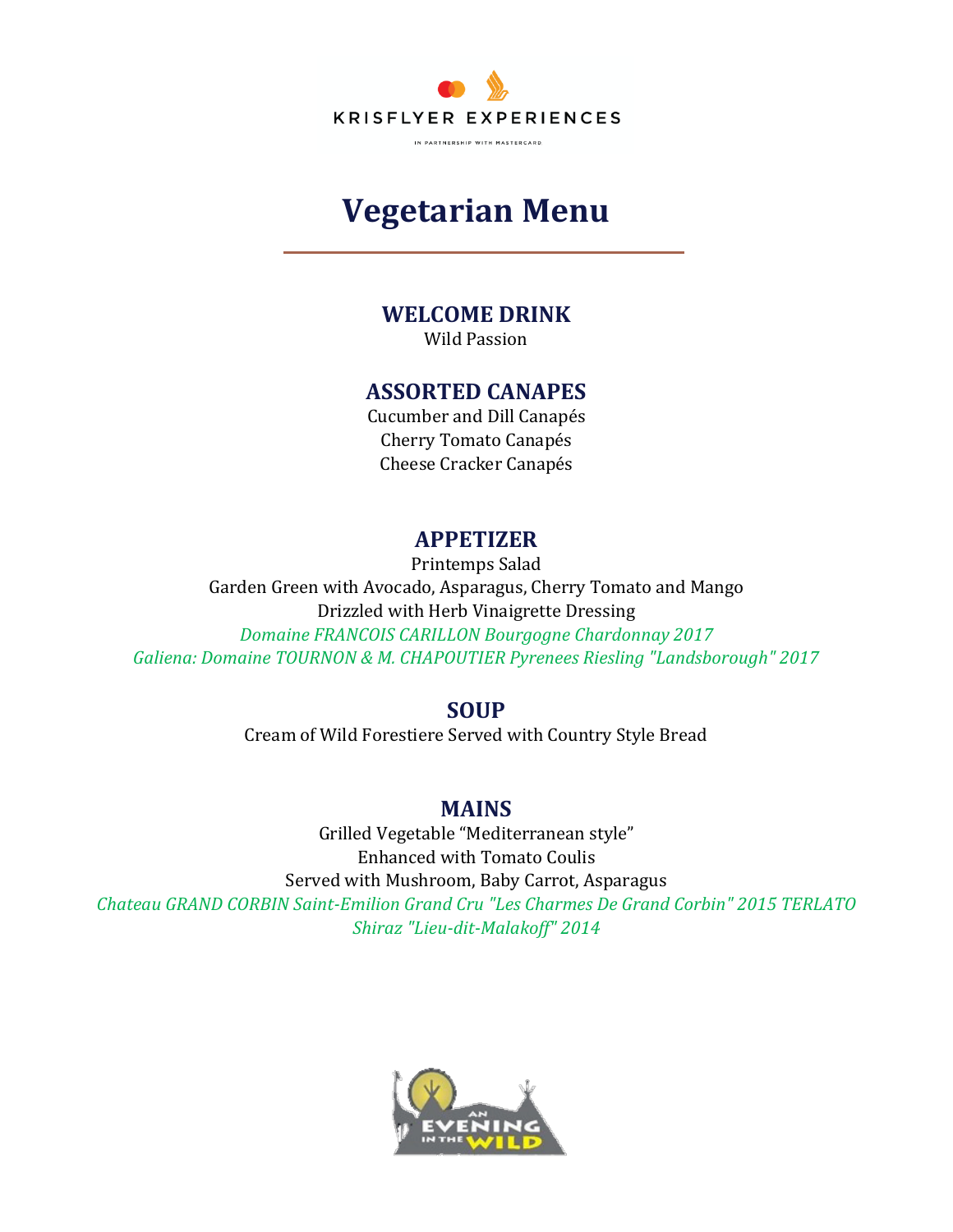KRISFLYER EXPERIENCES

IN PARTNERSHIP WITH MASTERCARD

# Vegetarian Menu

## WELCOME DRINK

Wild Passion

## ASSORTED CANAPES

Cucumber and Dill Canapés

Cherry Tomato Canapés

Cheese Cracker Canapés

## APPETIZER

Printemps Salad

Garden Green with Avocado, Asparagus, Cherry Tomato and Mango

Drizzled with Herb Vinaigrette Dressing

*Domaine FRANCOIS CARILLON Bourgogne Chardonnay 2017*

*Galiena: Domaine TOURNON & M. CHAPOUTIER Pyrenees Riesling "Landsborough" 2017*

## SOUP

Cream of Wild Forestiere Served with Country Style Bread

## MAINS

Grilled Vegetable "Mediterranean style"

Enhanced with Tomato Coulis

Served with Mushroom, Baby Carrot, Asparagus

*Chateau GRAND CORBIN Saint-Emilion Grand Cru "Les Charmes De Grand Corbin" 2015 TERLATO Shiraz "Lieu-dit-Malakoff" 2014*

AN EVENING IN THE WILD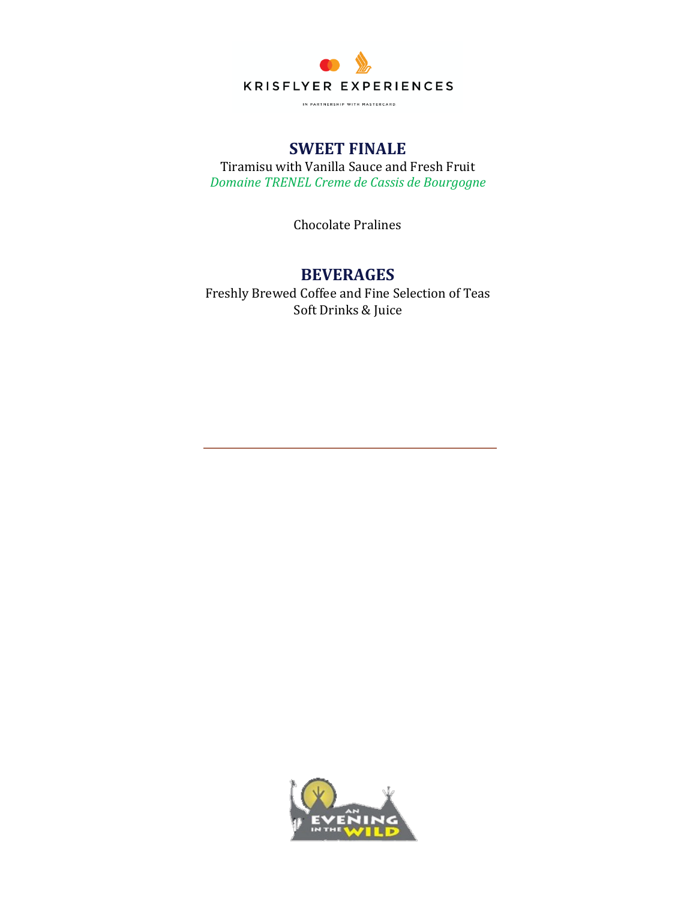## SWEET FINALE

Tiramisu with Vanilla Sauce and Fresh Fruit

*Domaine TRENEL Creme de Cassis de Bourgogne*

Chocolate Pralines

## BEVERAGES

Freshly Brewed Coffee and Fine Selection of Teas

Soft Drinks & Juice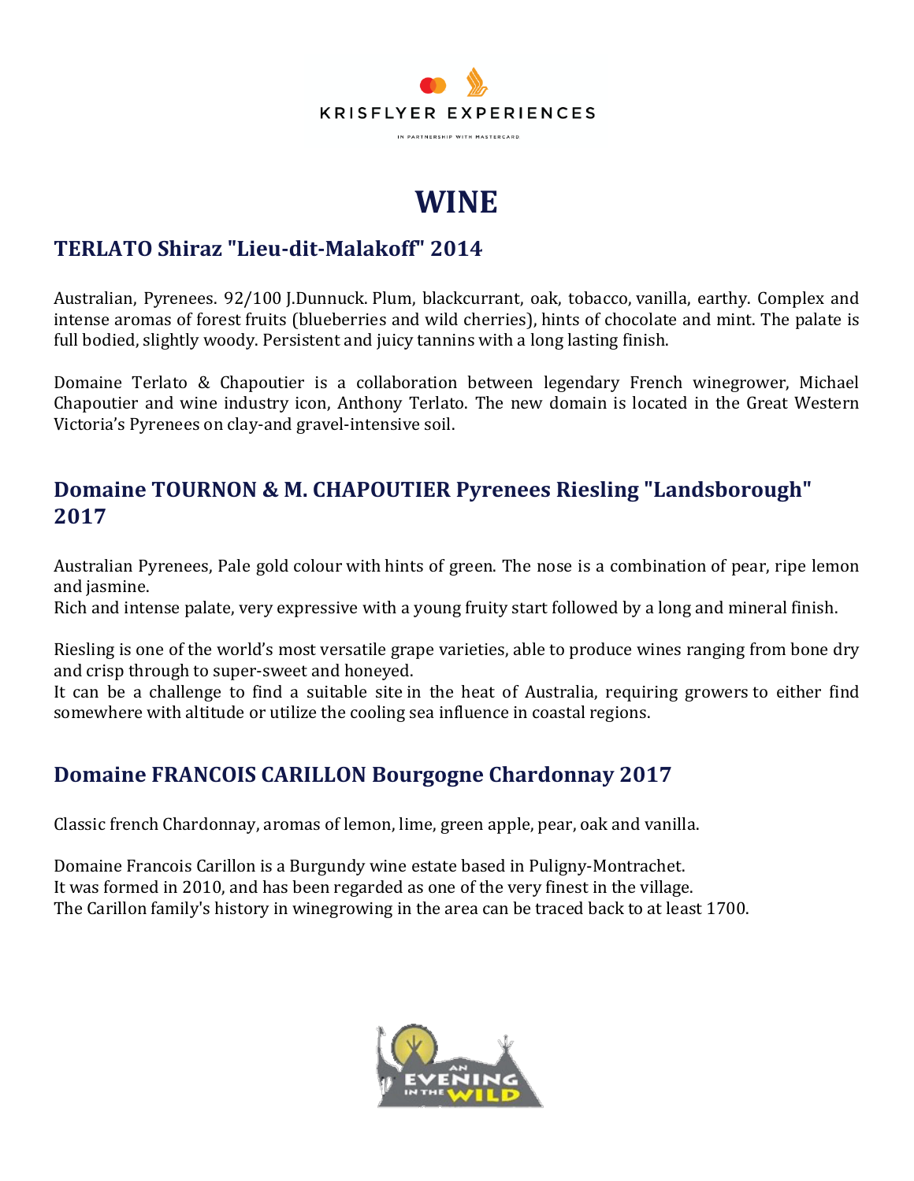# WINE

## TERLATO Shiraz "Lieu-dit-Malakoff" 2014

Australian, Pyrenees. 92/100 J.Dunnuck. Plum, blackcurrant, oak, tobacco, vanilla, earthy. Complex and intense aromas of forest fruits (blueberries and wild cherries), hints of chocolate and mint. The palate is full bodied, slightly woody. Persistent and juicy tannins with a long lasting finish.

Domaine Terlato & Chapoutier is a collaboration between legendary French winegrower, Michael Chapoutier and wine industry icon, Anthony Terlato. The new domain is located in the Great Western Victoria's Pyrenees on clay-and gravel-intensive soil.

## Domaine TOURNON & M. CHAPOUTIER Pyrenees Riesling "Landsborough" 2017

Australian Pyrenees, Pale gold colour with hints of green. The nose is a combination of pear, ripe lemon and jasmine.
Rich and intense palate, very expressive with a young fruity start followed by a long and mineral finish.

Riesling is one of the world's most versatile grape varieties, able to produce wines ranging from bone dry and crisp through to super-sweet and honeyed.
It can be a challenge to find a suitable site in the heat of Australia, requiring growers to either find somewhere with altitude or utilize the cooling sea influence in coastal regions.

## Domaine FRANCOIS CARILLON Bourgogne Chardonnay 2017

Classic french Chardonnay, aromas of lemon, lime, green apple, pear, oak and vanilla.

Domaine Francois Carillon is a Burgundy wine estate based in Puligny-Montrachet.
It was formed in 2010, and has been regarded as one of the very finest in the village.
The Carillon family's history in winegrowing in the area can be traced back to at least 1700.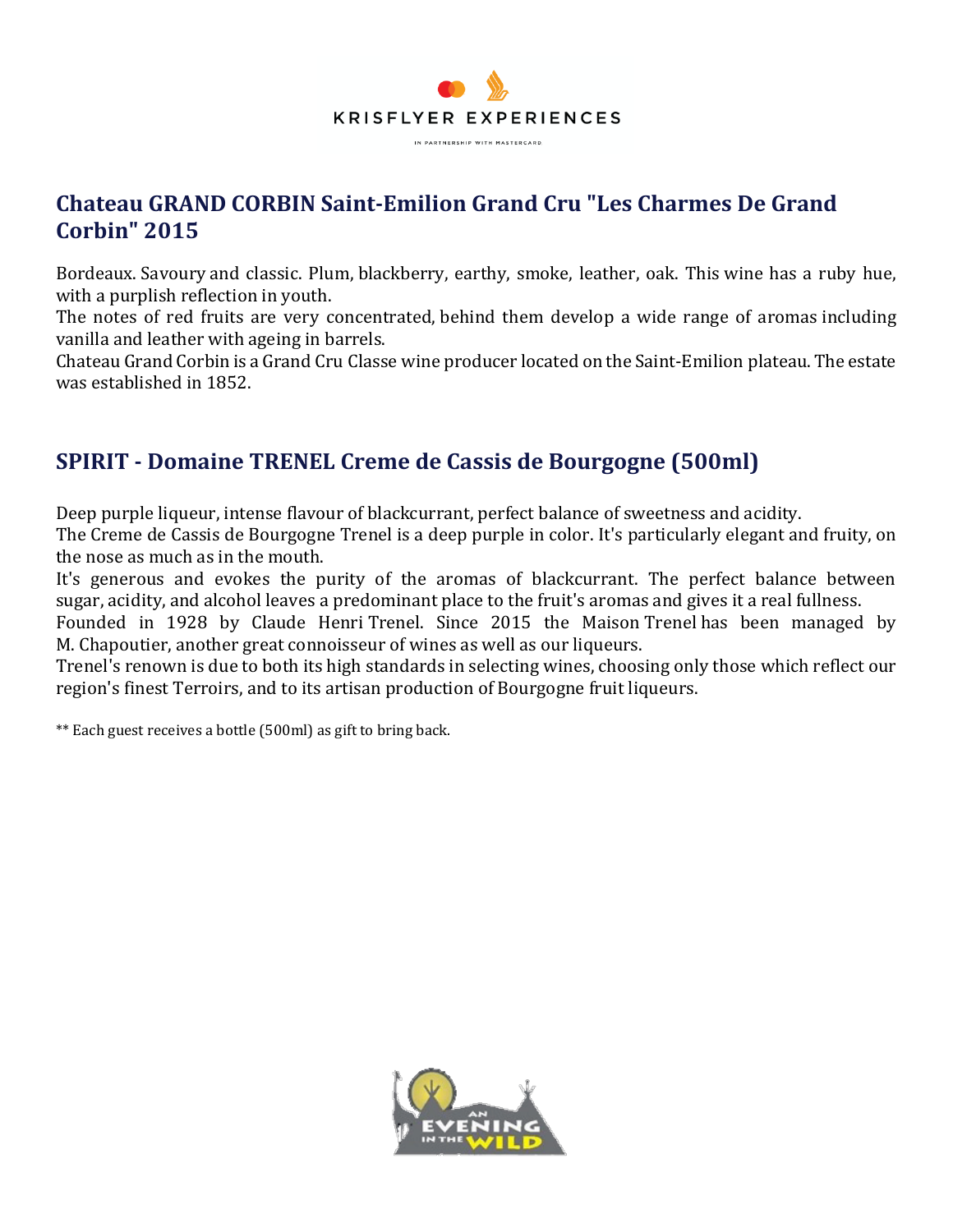## Chateau GRAND CORBIN Saint-Emilion Grand Cru "Les Charmes De Grand Corbin" 2015

Bordeaux. Savoury and classic. Plum, blackberry, earthy, smoke, leather, oak. This wine has a ruby hue, with a purplish reflection in youth.
The notes of red fruits are very concentrated, behind them develop a wide range of aromas including vanilla and leather with ageing in barrels.
Chateau Grand Corbin is a Grand Cru Classe wine producer located on the Saint-Emilion plateau. The estate was established in 1852.

## SPIRIT - Domaine TRENEL Creme de Cassis de Bourgogne (500ml)

Deep purple liqueur, intense flavour of blackcurrant, perfect balance of sweetness and acidity.
The Creme de Cassis de Bourgogne Trenel is a deep purple in color. It's particularly elegant and fruity, on the nose as much as in the mouth.
It's generous and evokes the purity of the aromas of blackcurrant. The perfect balance between sugar, acidity, and alcohol leaves a predominant place to the fruit's aromas and gives it a real fullness.
Founded in 1928 by Claude Henri Trenel. Since 2015 the Maison Trenel has been managed by M. Chapoutier, another great connoisseur of wines as well as our liqueurs.
Trenel's renown is due to both its high standards in selecting wines, choosing only those which reflect our region's finest Terroirs, and to its artisan production of Bourgogne fruit liqueurs.

** Each guest receives a bottle (500ml) as gift to bring back.